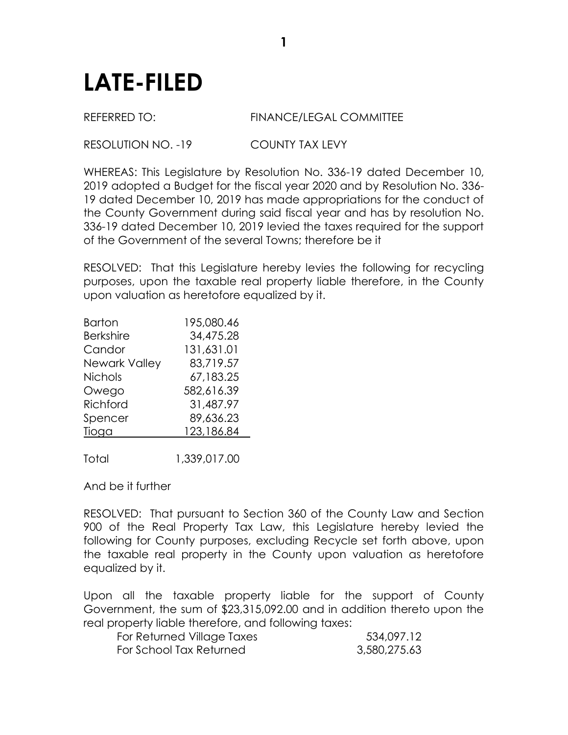# LATE-FILED

REFERRED TO: FINANCE/LEGAL COMMITTEE

RESOLUTION NO. -19 COUNTY TAX LEVY

WHEREAS: This Legislature by Resolution No. 336-19 dated December 10, 2019 adopted a Budget for the fiscal year 2020 and by Resolution No. 336-19 dated December 10, 2019 has made appropriations for the conduct of the County Government during said fiscal year and has by resolution No. 336-19 dated December 10, 2019 levied the taxes required for the support of the Government of the several Towns; therefore be it

RESOLVED: That this Legislature hereby levies the following for recycling purposes, upon the taxable real property liable therefore, in the County upon valuation as heretofore equalized by it.

| | |
|---|---|
| Barton | 195,080.46 |
| Berkshire | 34,475.28 |
| Candor | 131,631.01 |
| Newark Valley | 83,719.57 |
| Nichols | 67,183.25 |
| Owego | 582,616.39 |
| Richford | 31,487.97 |
| Spencer | 89,636.23 |
| Tioga | 123,186.84 |
| Total | 1,339,017.00 |

And be it further

RESOLVED: That pursuant to Section 360 of the County Law and Section 900 of the Real Property Tax Law, this Legislature hereby levied the following for County purposes, excluding Recycle set forth above, upon the taxable real property in the County upon valuation as heretofore equalized by it.

Upon all the taxable property liable for the support of County Government, the sum of $23,315,092.00 and in addition thereto upon the real property liable therefore, and following taxes:

| | |
|---|---|
| For Returned Village Taxes | 534,097.12 |
| For School Tax Returned | 3,580,275.63 |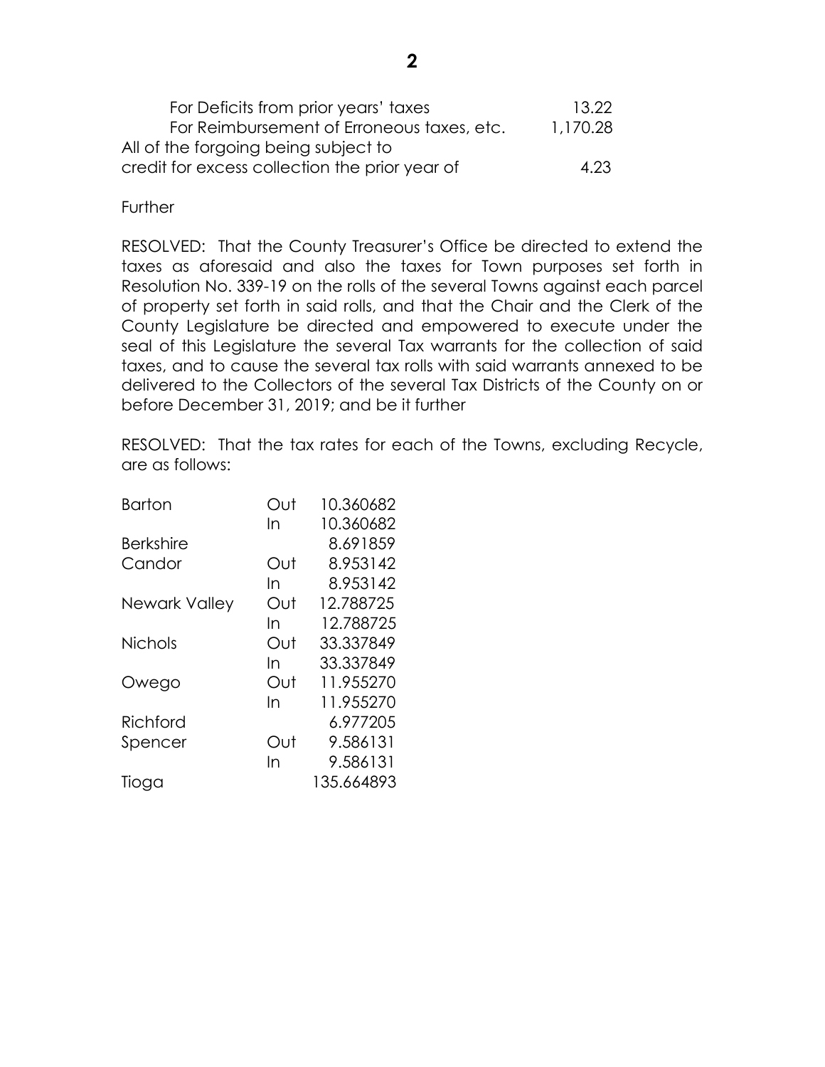| | |
|---|---|
| For Deficits from prior years' taxes | 13.22 |
| For Reimbursement of Erroneous taxes, etc. | 1,170.28 |
| All of the forgoing being subject to credit for excess collection the prior year of | 4.23 |

Further

RESOLVED: That the County Treasurer's Office be directed to extend the taxes as aforesaid and also the taxes for Town purposes set forth in Resolution No. 339-19 on the rolls of the several Towns against each parcel of property set forth in said rolls, and that the Chair and the Clerk of the County Legislature be directed and empowered to execute under the seal of this Legislature the several Tax warrants for the collection of said taxes, and to cause the several tax rolls with said warrants annexed to be delivered to the Collectors of the several Tax Districts of the County on or before December 31, 2019; and be it further

RESOLVED: That the tax rates for each of the Towns, excluding Recycle, are as follows:

| Town | | Rate |
|---|---|---|
| Barton | Out | 10.360682 |
| | In | 10.360682 |
| Berkshire | | 8.691859 |
| Candor | Out | 8.953142 |
| | In | 8.953142 |
| Newark Valley | Out | 12.788725 |
| | In | 12.788725 |
| Nichols | Out | 33.337849 |
| | In | 33.337849 |
| Owego | Out | 11.955270 |
| | In | 11.955270 |
| Richford | | 6.977205 |
| Spencer | Out | 9.586131 |
| | In | 9.586131 |
| Tioga | | 135.664893 |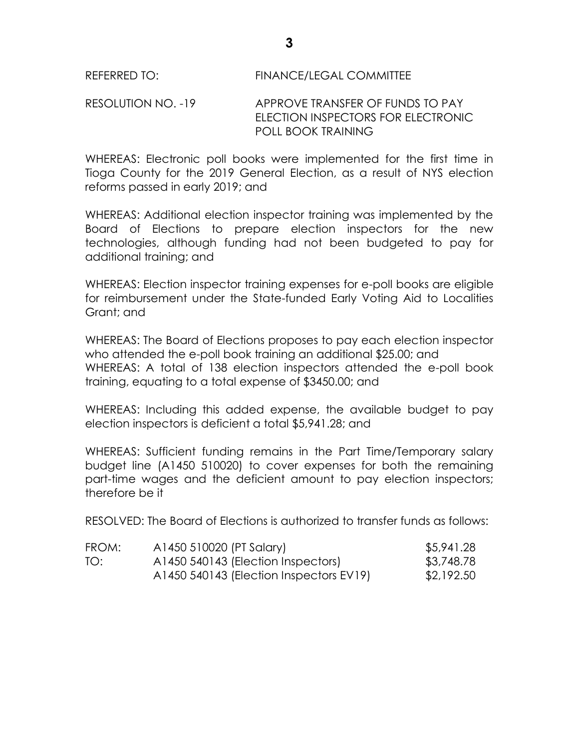REFERRED TO: FINANCE/LEGAL COMMITTEE

RESOLUTION NO. -19 APPROVE TRANSFER OF FUNDS TO PAY ELECTION INSPECTORS FOR ELECTRONIC POLL BOOK TRAINING

WHEREAS: Electronic poll books were implemented for the first time in Tioga County for the 2019 General Election, as a result of NYS election reforms passed in early 2019; and

WHEREAS: Additional election inspector training was implemented by the Board of Elections to prepare election inspectors for the new technologies, although funding had not been budgeted to pay for additional training; and

WHEREAS: Election inspector training expenses for e-poll books are eligible for reimbursement under the State-funded Early Voting Aid to Localities Grant; and

WHEREAS: The Board of Elections proposes to pay each election inspector who attended the e-poll book training an additional $25.00; and

WHEREAS: A total of 138 election inspectors attended the e-poll book training, equating to a total expense of $3450.00; and

WHEREAS: Including this added expense, the available budget to pay election inspectors is deficient a total $5,941.28; and

WHEREAS: Sufficient funding remains in the Part Time/Temporary salary budget line (A1450 510020) to cover expenses for both the remaining part-time wages and the deficient amount to pay election inspectors; therefore be it

RESOLVED: The Board of Elections is authorized to transfer funds as follows:

| | | |
|---|---|---|
| FROM: | A1450 510020 (PT Salary) | $5,941.28 |
| TO: | A1450 540143 (Election Inspectors) | $3,748.78 |
| | A1450 540143 (Election Inspectors EV19) | $2,192.50 |